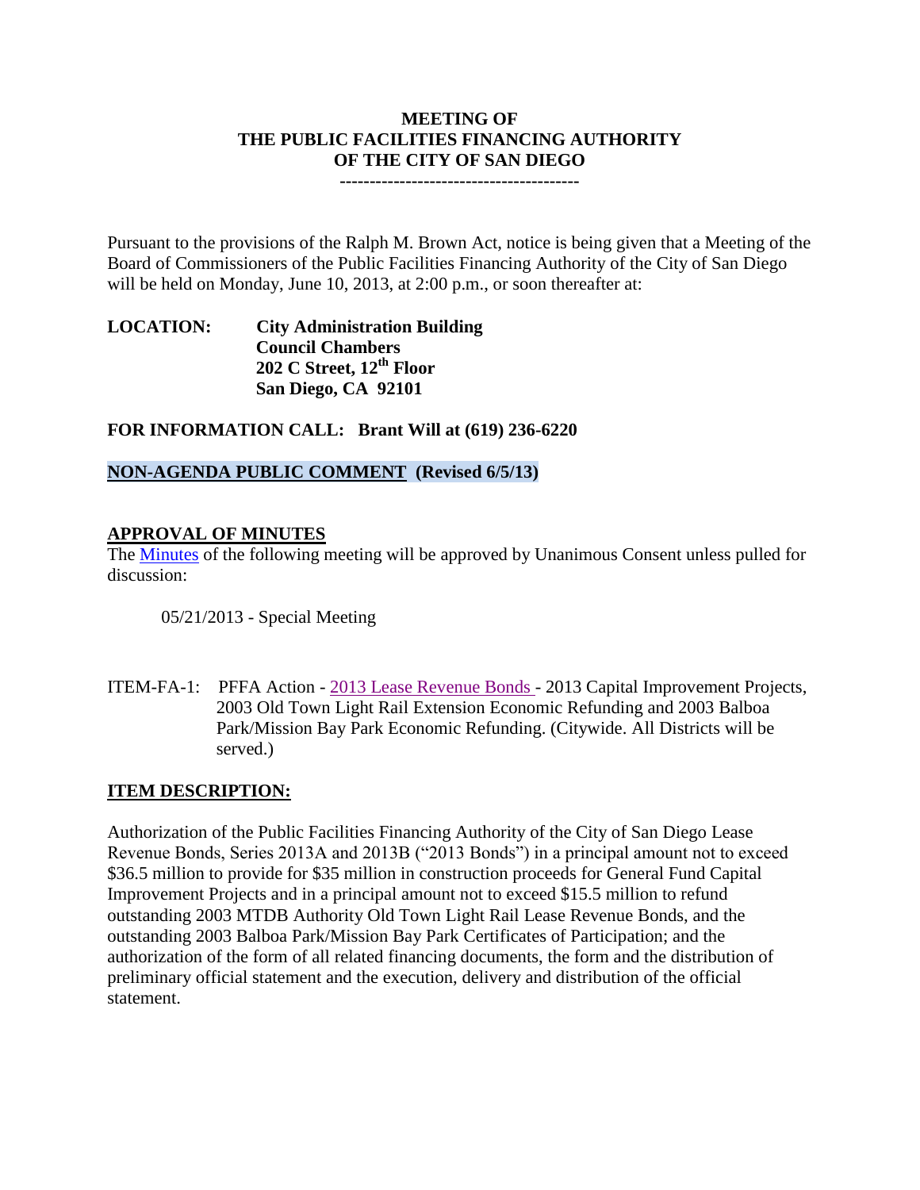**MEETING OF**
**THE PUBLIC FACILITIES FINANCING AUTHORITY**
**OF THE CITY OF SAN DIEGO**
**----------------------------------------**

Pursuant to the provisions of the Ralph M. Brown Act, notice is being given that a Meeting of the Board of Commissioners of the Public Facilities Financing Authority of the City of San Diego will be held on Monday, June 10, 2013, at 2:00 p.m., or soon thereafter at:

**LOCATION:** **City Administration Building**
**Council Chambers**
**202 C Street, 12th Floor**
**San Diego, CA 92101**

**FOR INFORMATION CALL: Brant Will at (619) 236-6220**

**NON-AGENDA PUBLIC COMMENT (Revised 6/5/13)**

**APPROVAL OF MINUTES**

The Minutes of the following meeting will be approved by Unanimous Consent unless pulled for discussion:

05/21/2013 - Special Meeting

ITEM-FA-1: PFFA Action - 2013 Lease Revenue Bonds - 2013 Capital Improvement Projects, 2003 Old Town Light Rail Extension Economic Refunding and 2003 Balboa Park/Mission Bay Park Economic Refunding. (Citywide. All Districts will be served.)

**ITEM DESCRIPTION:**

Authorization of the Public Facilities Financing Authority of the City of San Diego Lease Revenue Bonds, Series 2013A and 2013B ("2013 Bonds") in a principal amount not to exceed $36.5 million to provide for $35 million in construction proceeds for General Fund Capital Improvement Projects and in a principal amount not to exceed $15.5 million to refund outstanding 2003 MTDB Authority Old Town Light Rail Lease Revenue Bonds, and the outstanding 2003 Balboa Park/Mission Bay Park Certificates of Participation; and the authorization of the form of all related financing documents, the form and the distribution of preliminary official statement and the execution, delivery and distribution of the official statement.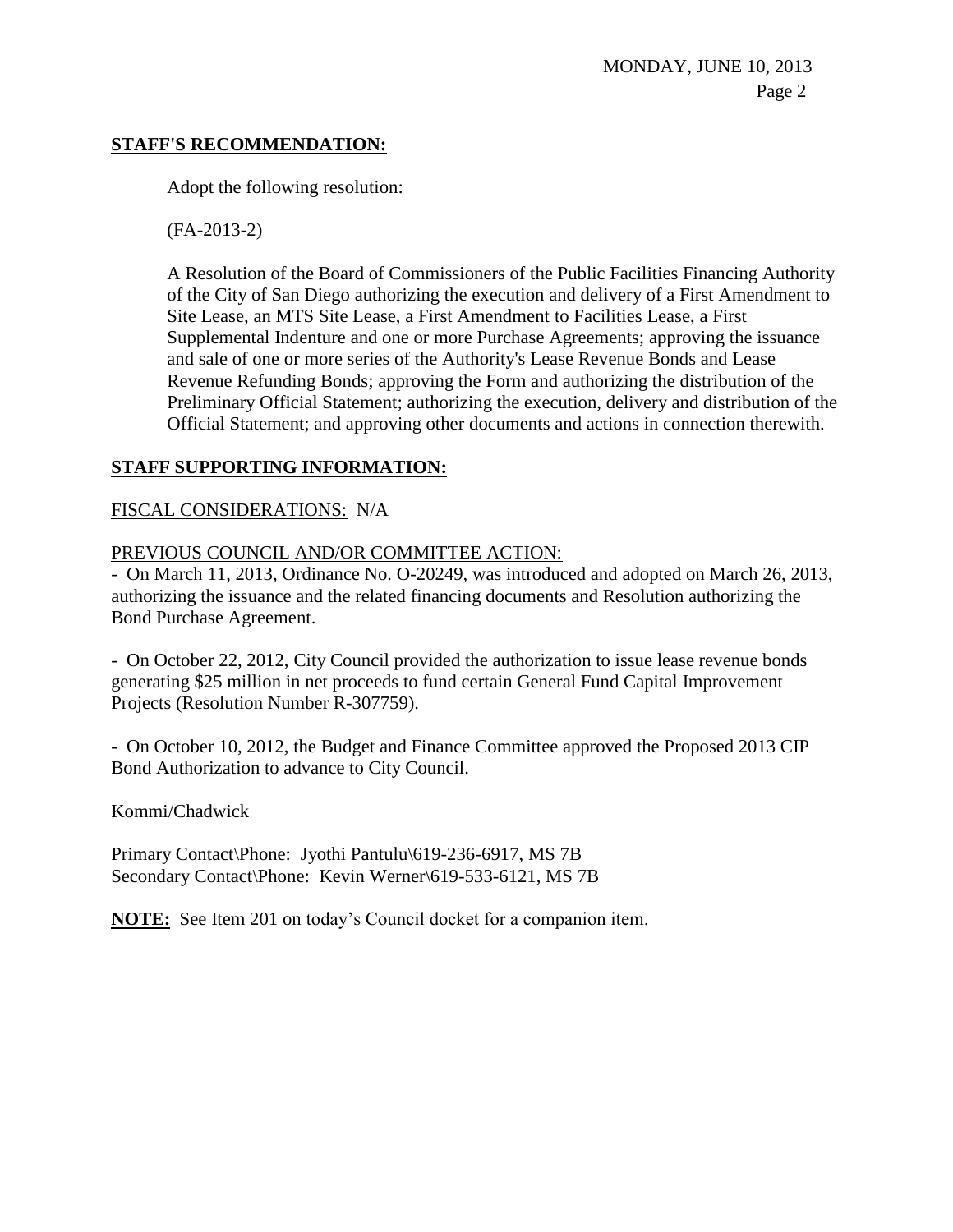**STAFF'S RECOMMENDATION:**

Adopt the following resolution:

(FA-2013-2)

A Resolution of the Board of Commissioners of the Public Facilities Financing Authority of the City of San Diego authorizing the execution and delivery of a First Amendment to Site Lease, an MTS Site Lease, a First Amendment to Facilities Lease, a First Supplemental Indenture and one or more Purchase Agreements; approving the issuance and sale of one or more series of the Authority's Lease Revenue Bonds and Lease Revenue Refunding Bonds; approving the Form and authorizing the distribution of the Preliminary Official Statement; authorizing the execution, delivery and distribution of the Official Statement; and approving other documents and actions in connection therewith.

**STAFF SUPPORTING INFORMATION:**

FISCAL CONSIDERATIONS: N/A

PREVIOUS COUNCIL AND/OR COMMITTEE ACTION:

- On March 11, 2013, Ordinance No. O-20249, was introduced and adopted on March 26, 2013, authorizing the issuance and the related financing documents and Resolution authorizing the Bond Purchase Agreement.

- On October 22, 2012, City Council provided the authorization to issue lease revenue bonds generating $25 million in net proceeds to fund certain General Fund Capital Improvement Projects (Resolution Number R-307759).

- On October 10, 2012, the Budget and Finance Committee approved the Proposed 2013 CIP Bond Authorization to advance to City Council.

Kommi/Chadwick

Primary Contact\Phone: Jyothi Pantulu\619-236-6917, MS 7B
Secondary Contact\Phone: Kevin Werner\619-533-6121, MS 7B

**NOTE:** See Item 201 on today's Council docket for a companion item.